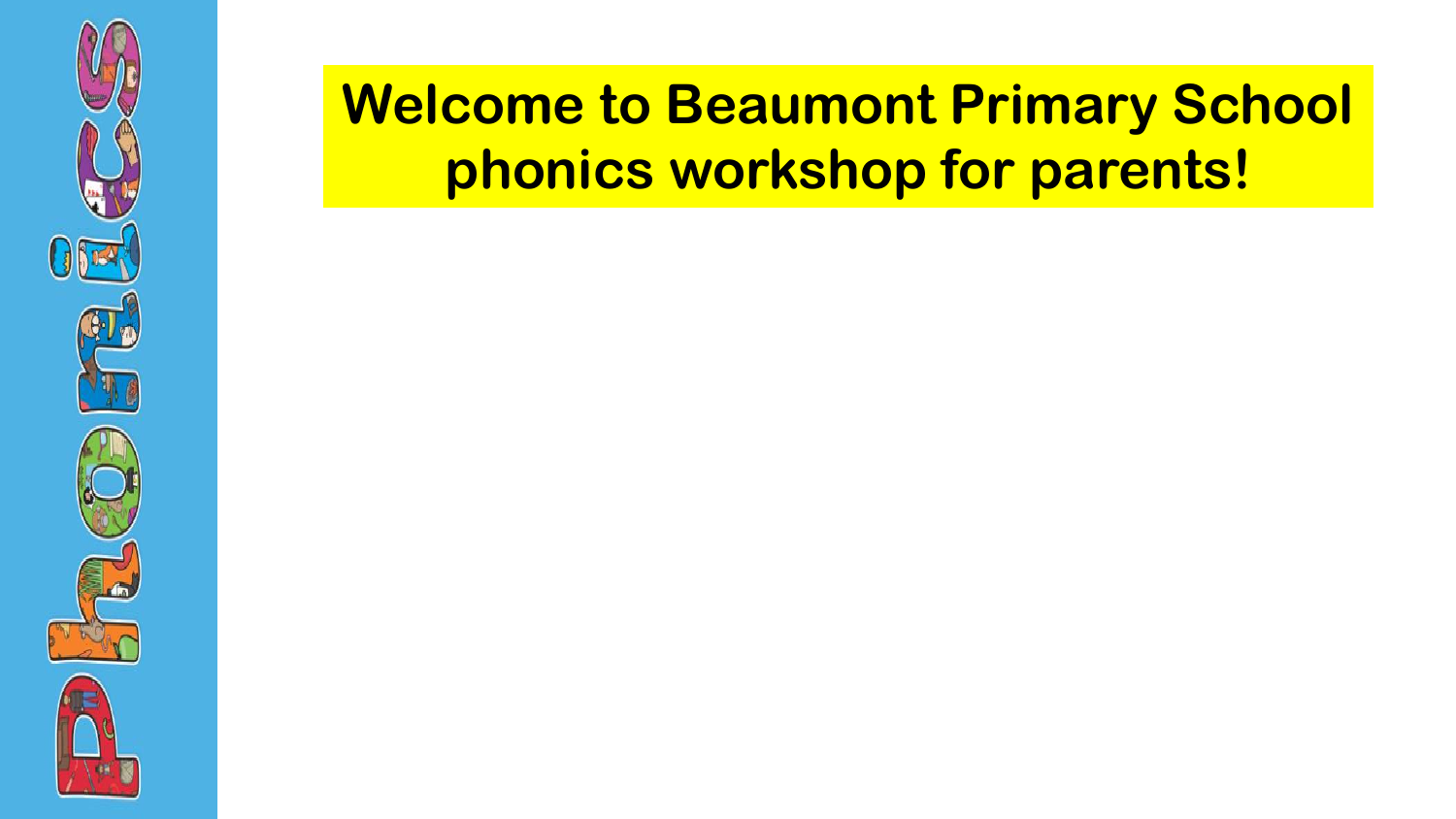# Welcome to Beaumont Primary School phonics workshop for parents!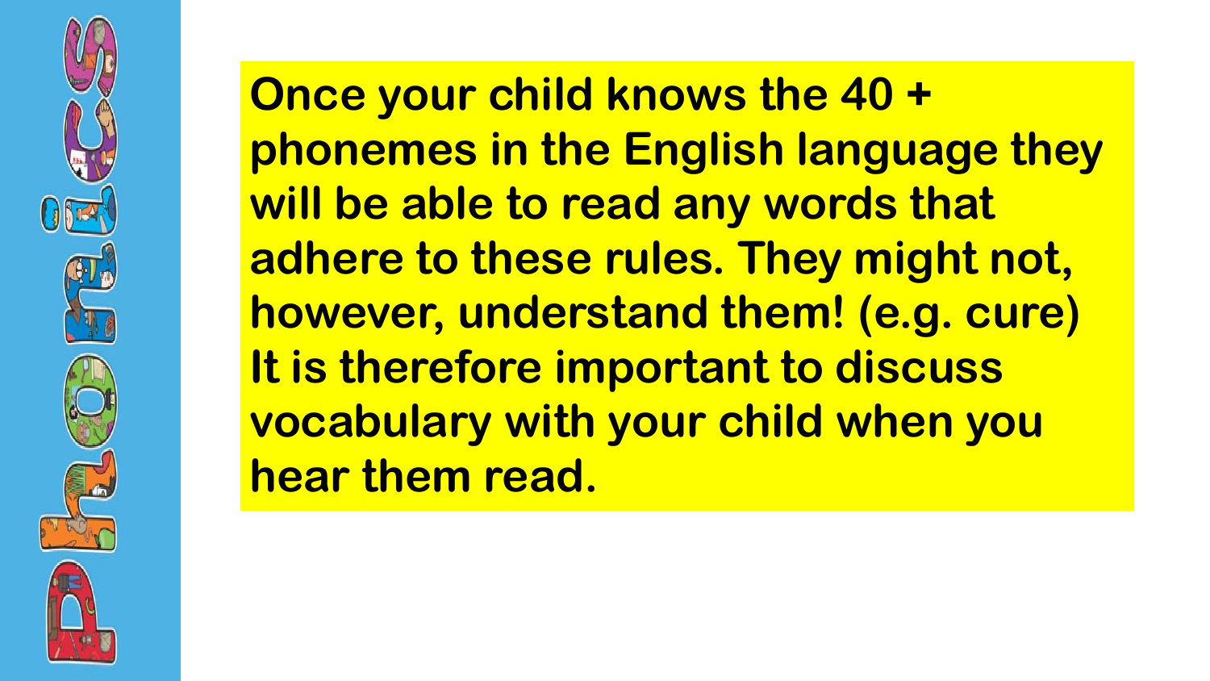**Once your child knows the 40 + phonemes in the English language they will be able to read any words that adhere to these rules. They might not, however, understand them! (e.g. cure) It is therefore important to discuss vocabulary with your child when you hear them read.**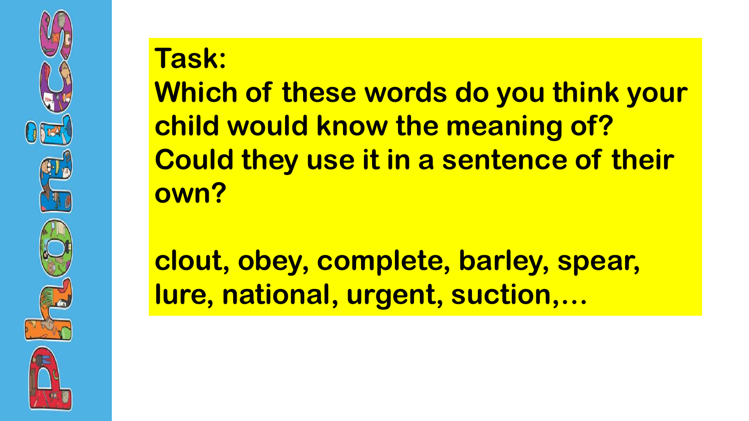**Task:**

**Which of these words do you think your child would know the meaning of? Could they use it in a sentence of their own?**

**clout, obey, complete, barley, spear, lure, national, urgent, suction,…**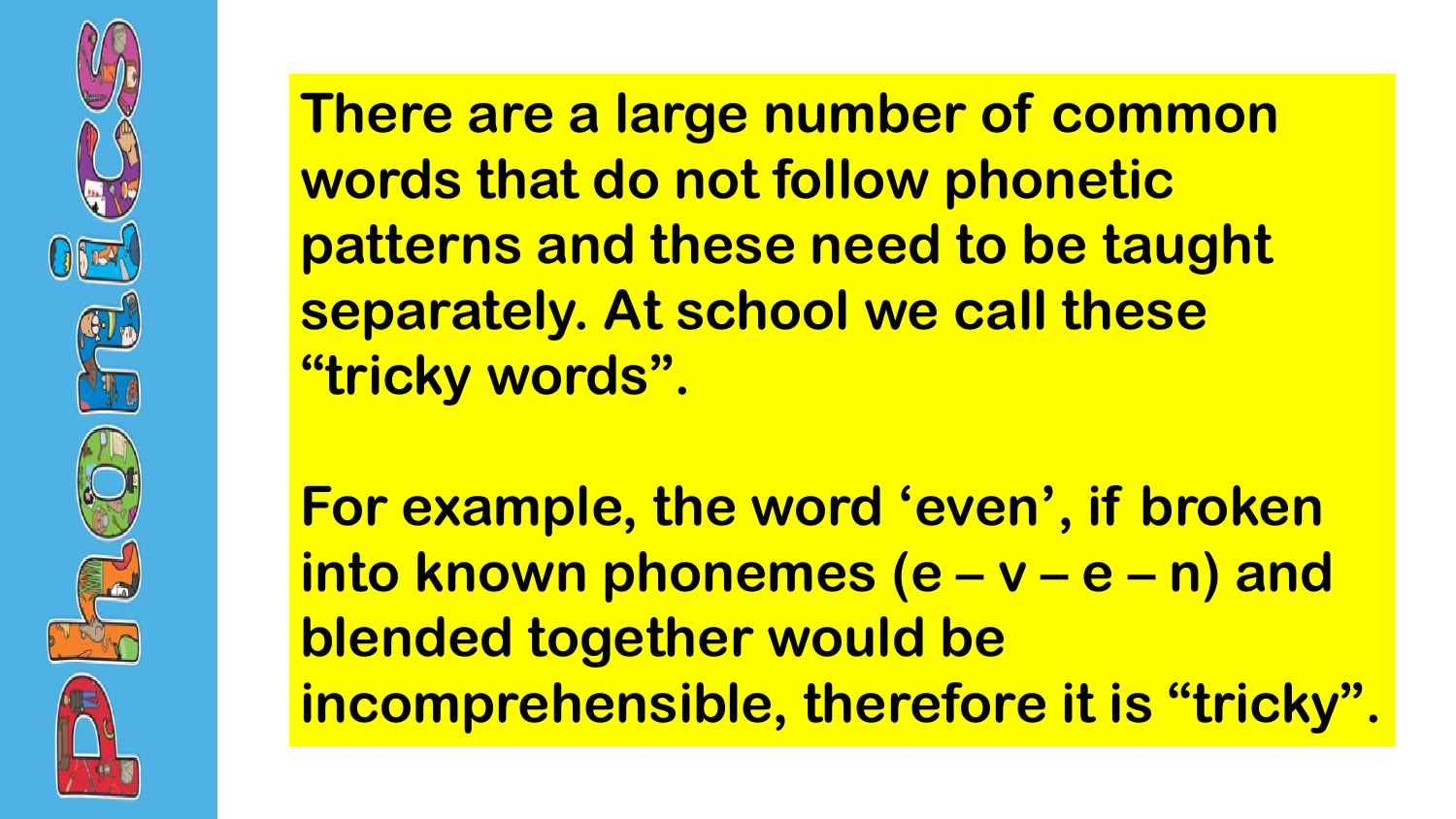# Phonics

**There are a large number of common words that do not follow phonetic patterns and these need to be taught separately. At school we call these "tricky words".**

**For example, the word 'even', if broken into known phonemes (e – v – e – n) and blended together would be incomprehensible, therefore it is "tricky".**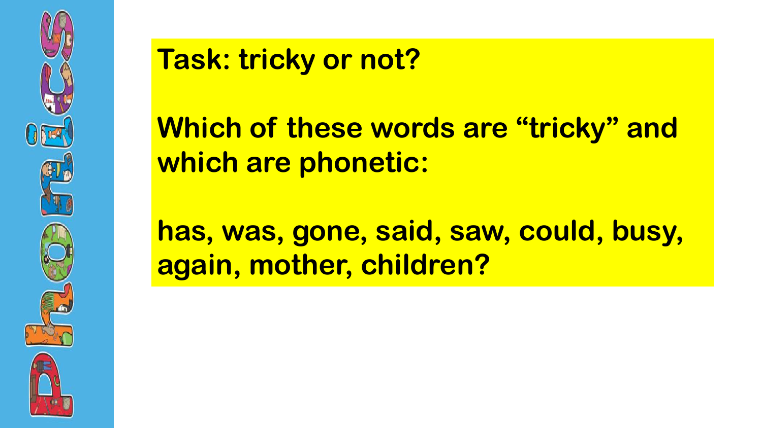**Task: tricky or not?**

**Which of these words are "tricky" and which are phonetic:**

**has, was, gone, said, saw, could, busy, again, mother, children?**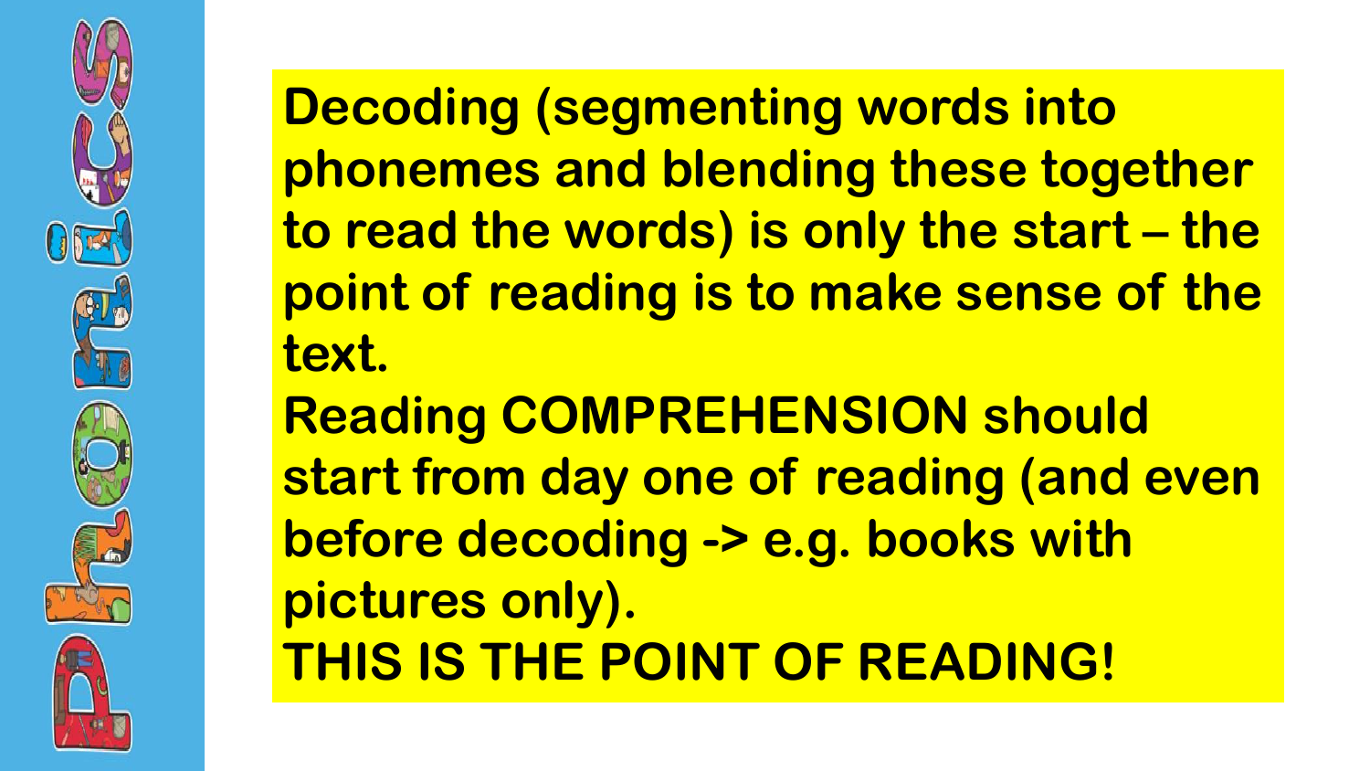**Decoding (segmenting words into phonemes and blending these together to read the words) is only the start – the point of reading is to make sense of the text.**

**Reading COMPREHENSION should start from day one of reading (and even before decoding -> e.g. books with pictures only).**

**THIS IS THE POINT OF READING!**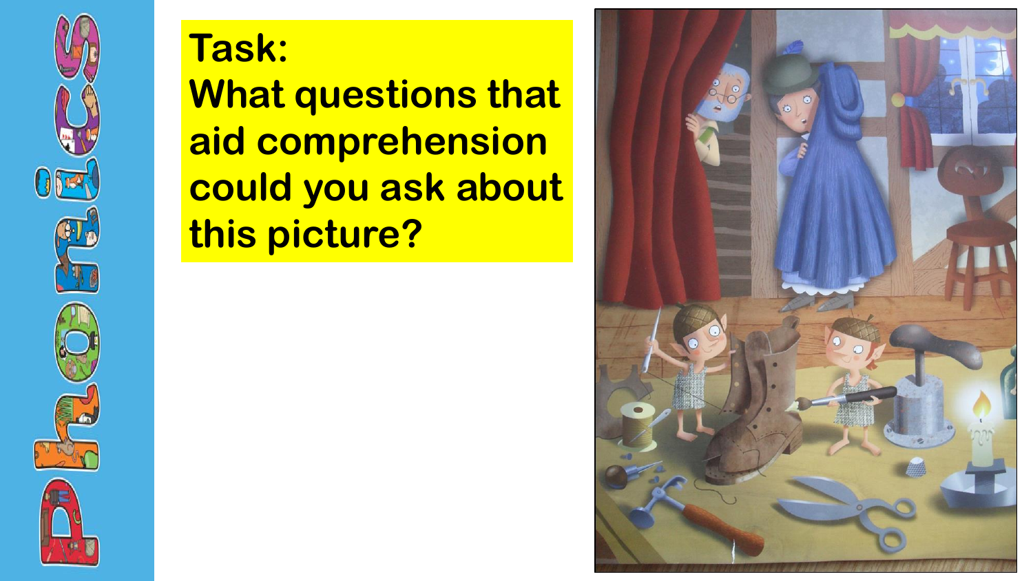**Task:**
**What questions that aid comprehension could you ask about this picture?**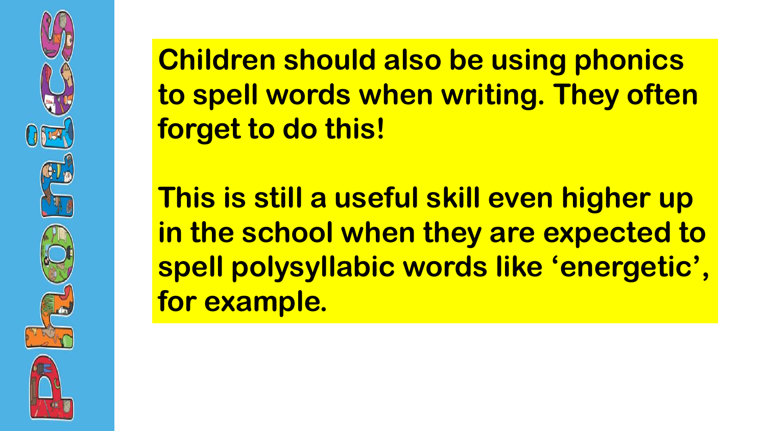**Children should also be using phonics to spell words when writing. They often forget to do this!**

**This is still a useful skill even higher up in the school when they are expected to spell polysyllabic words like 'energetic', for example.**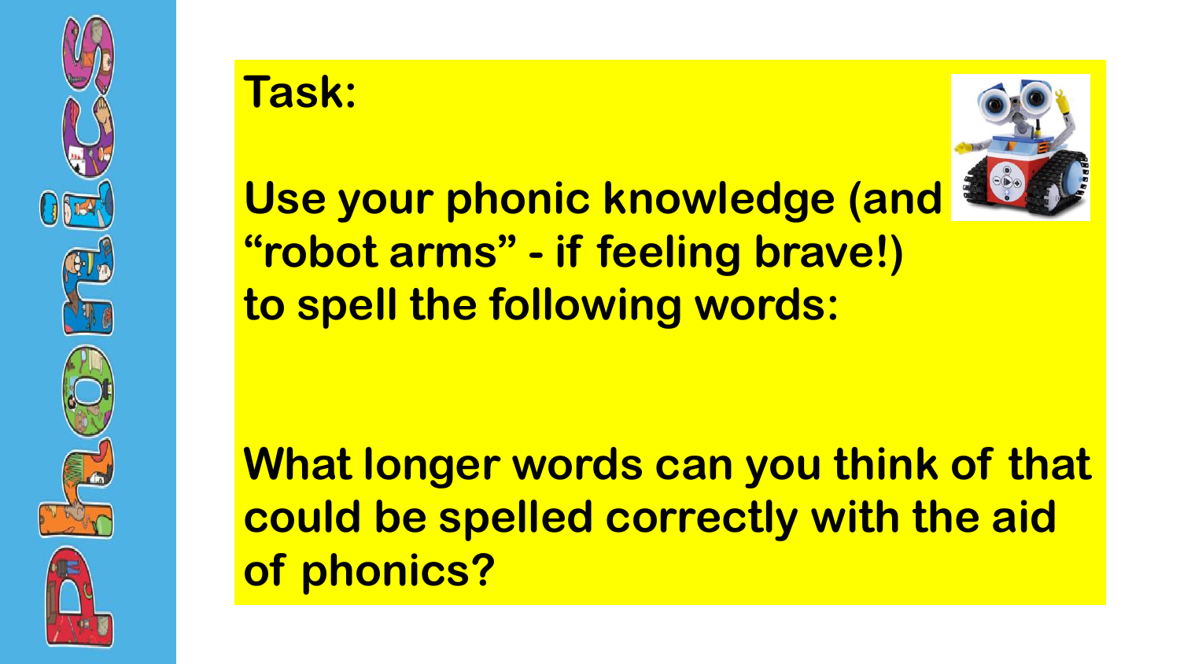**Task:**

**Use your phonic knowledge (and "robot arms" - if feeling brave!) to spell the following words:**

**What longer words can you think of that could be spelled correctly with the aid of phonics?**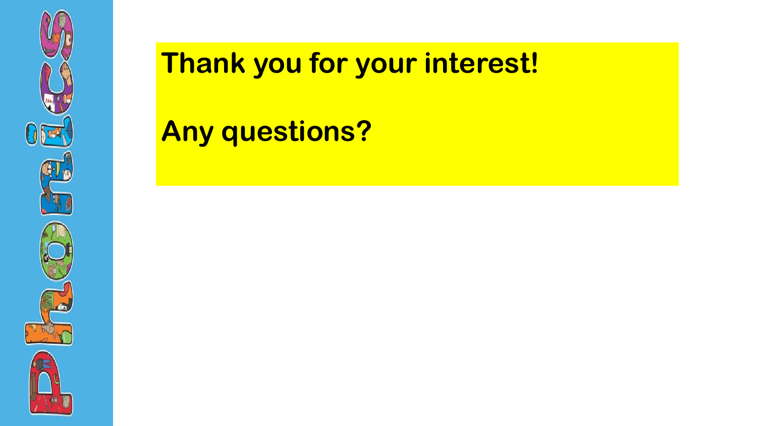**Thank you for your interest!**

**Any questions?**